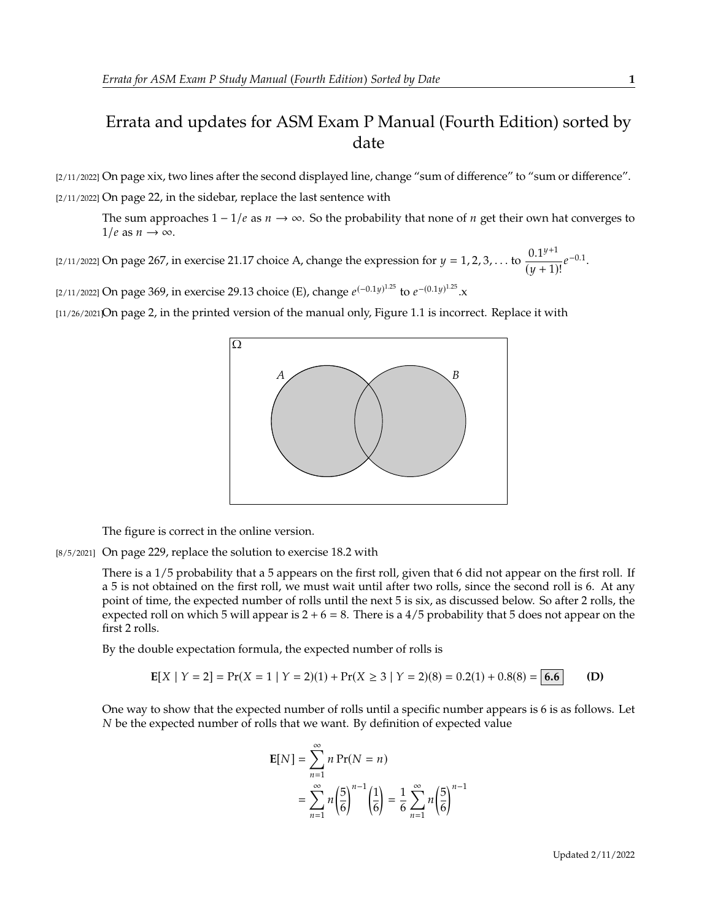# Errata and updates for ASM Exam P Manual (Fourth Edition) sorted by date

[2/11/2022] On page xix, two lines after the second displayed line, change "sum of difference" to "sum or difference".

[2/11/2022] On page 22, in the sidebar, replace the last sentence with

> The sum approaches $1 - 1/e$ as $n \to \infty$. So the probability that none of $n$ get their own hat converges to $1/e$ as $n \to \infty$.

[2/11/2022] On page 267, in exercise 21.17 choice A, change the expression for $y = 1, 2, 3, \ldots$ to $\dfrac{0.1^{y+1}}{(y+1)!}e^{-0.1}$.

[2/11/2022] On page 369, in exercise 29.13 choice (E), change $e^{(-0.1y)^{1.25}}$ to $e^{-(0.1y)^{1.25}}$.x

[11/26/2021] On page 2, in the printed version of the manual only, Figure 1.1 is incorrect. Replace it with

> The figure is correct in the online version.

[8/5/2021] On page 229, replace the solution to exercise 18.2 with

> There is a 1/5 probability that a 5 appears on the first roll, given that 6 did not appear on the first roll. If a 5 is not obtained on the first roll, we must wait until after two rolls, since the second roll is 6. At any point of time, the expected number of rolls until the next 5 is six, as discussed below. So after 2 rolls, the expected roll on which 5 will appear is $2 + 6 = 8$. There is a 4/5 probability that 5 does not appear on the first 2 rolls.
>
> By the double expectation formula, the expected number of rolls is
>
> $$\mathbf{E}[X \mid Y = 2] = \Pr(X = 1 \mid Y = 2)(1) + \Pr(X \geq 3 \mid Y = 2)(8) = 0.2(1) + 0.8(8) = \boxed{\mathbf{6.6}} \qquad \textbf{(D)}$$
>
> One way to show that the expected number of rolls until a specific number appears is 6 is as follows. Let $N$ be the expected number of rolls that we want. By definition of expected value
>
> $$\begin{aligned}\mathbf{E}[N] &= \sum_{n=1}^{\infty} n \Pr(N = n) \\ &= \sum_{n=1}^{\infty} n \left(\frac{5}{6}\right)^{n-1} \left(\frac{1}{6}\right) = \frac{1}{6} \sum_{n=1}^{\infty} n \left(\frac{5}{6}\right)^{n-1}\end{aligned}$$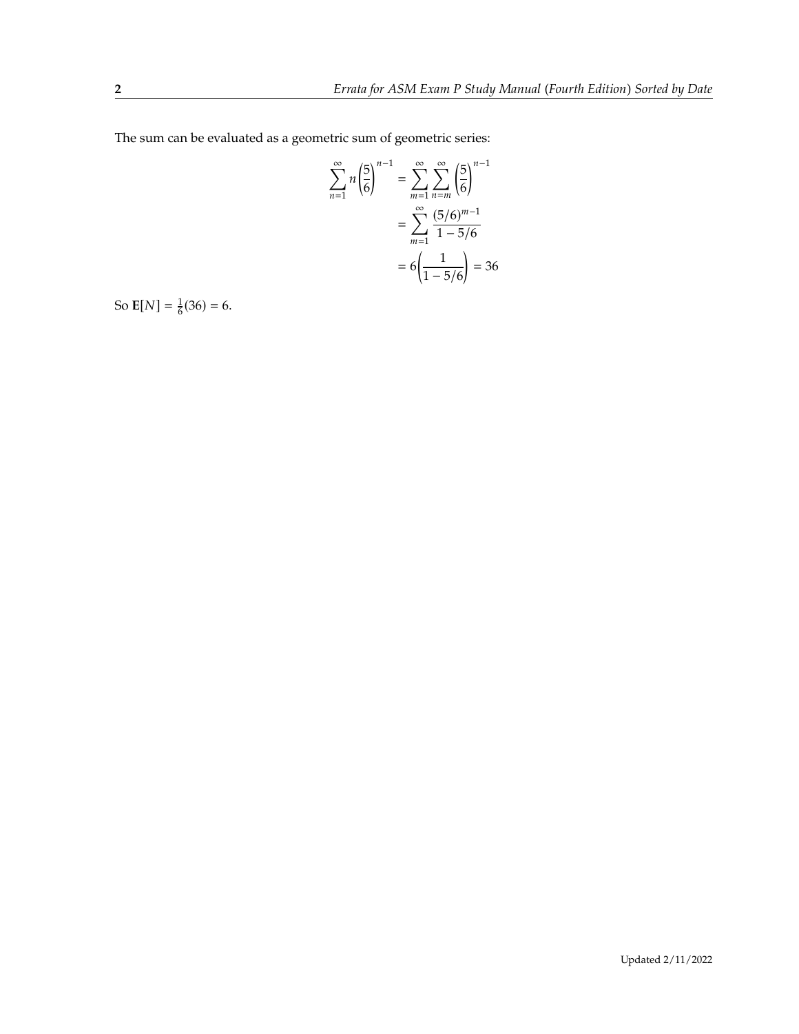The sum can be evaluated as a geometric sum of geometric series:

$$
\begin{aligned}
\sum_{n=1}^{\infty} n\left(\frac{5}{6}\right)^{n-1} &= \sum_{m=1}^{\infty}\sum_{n=m}^{\infty}\left(\frac{5}{6}\right)^{n-1} \\
&= \sum_{m=1}^{\infty}\frac{(5/6)^{m-1}}{1-5/6} \\
&= 6\left(\frac{1}{1-5/6}\right) = 36
\end{aligned}
$$

So $\mathbf{E}[N] = \frac{1}{6}(36) = 6$.

Updated 2/11/2022